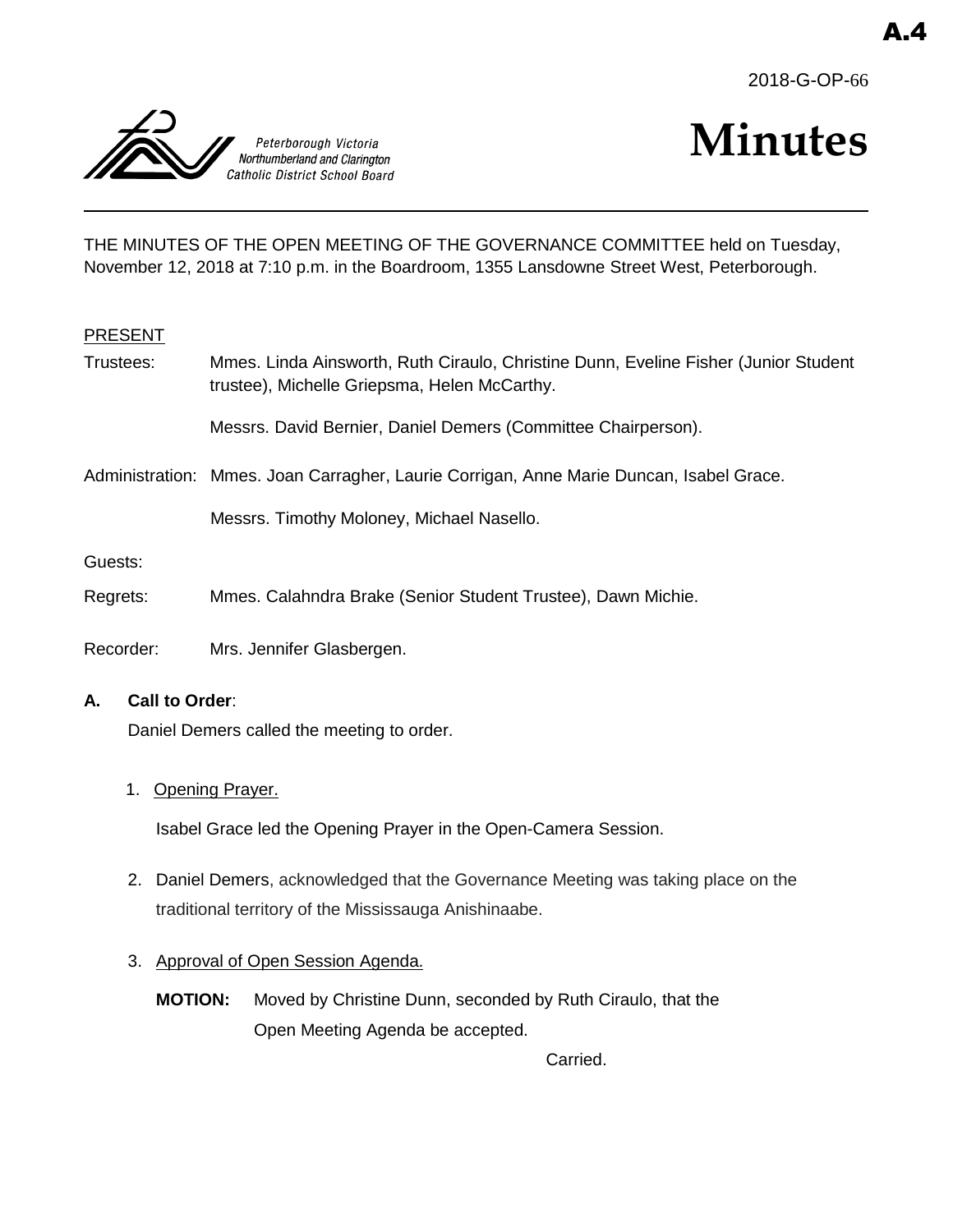A.4

2018-G-OP-66

Peterborough Victoria Northumberland and Clarington Catholic District School Board

# Minutes

THE MINUTES OF THE OPEN MEETING OF THE GOVERNANCE COMMITTEE held on Tuesday, November 12, 2018 at 7:10 p.m. in the Boardroom, 1355 Lansdowne Street West, Peterborough.

PRESENT

Trustees: Mmes. Linda Ainsworth, Ruth Ciraulo, Christine Dunn, Eveline Fisher (Junior Student trustee), Michelle Griepsma, Helen McCarthy.

Messrs. David Bernier, Daniel Demers (Committee Chairperson).

Administration: Mmes. Joan Carragher, Laurie Corrigan, Anne Marie Duncan, Isabel Grace.

Messrs. Timothy Moloney, Michael Nasello.

Guests:

Regrets: Mmes. Calahndra Brake (Senior Student Trustee), Dawn Michie.

Recorder: Mrs. Jennifer Glasbergen.

**A. Call to Order**:

Daniel Demers called the meeting to order.

1. Opening Prayer.

   Isabel Grace led the Opening Prayer in the Open-Camera Session.

2. Daniel Demers, acknowledged that the Governance Meeting was taking place on the traditional territory of the Mississauga Anishinaabe.

3. Approval of Open Session Agenda.

   **MOTION:** Moved by Christine Dunn, seconded by Ruth Ciraulo, that the Open Meeting Agenda be accepted.

   Carried.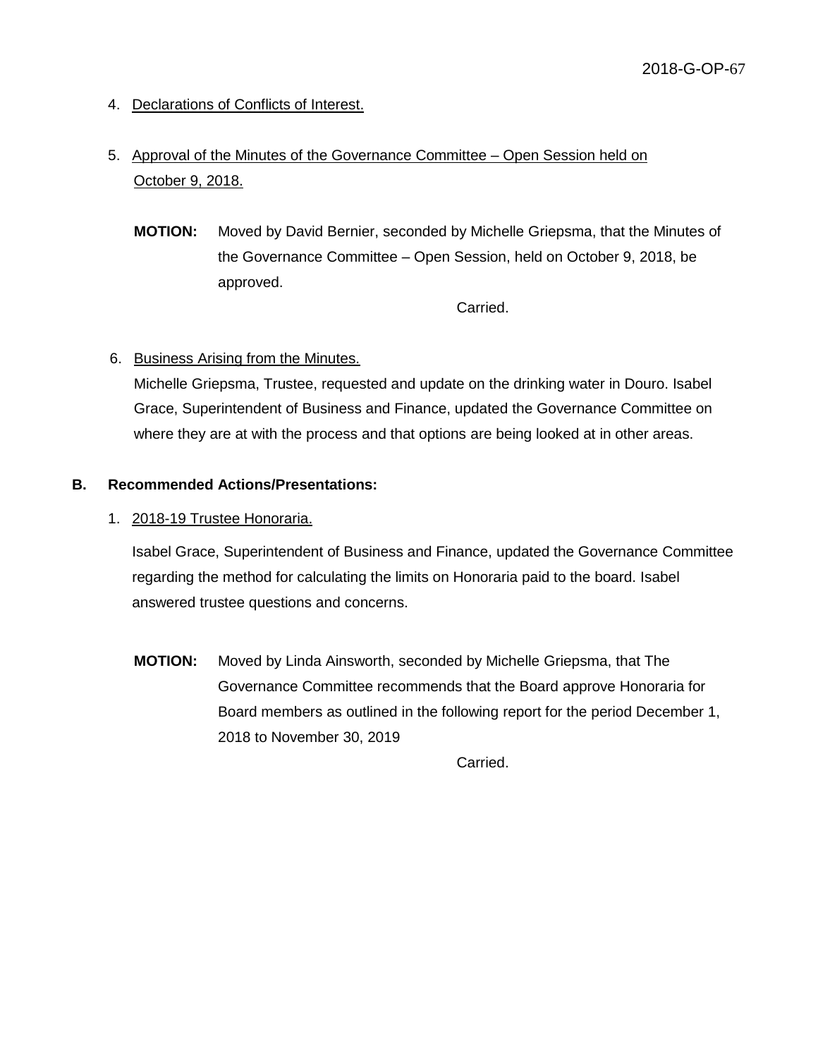4. Declarations of Conflicts of Interest.

5. Approval of the Minutes of the Governance Committee – Open Session held on October 9, 2018.

   **MOTION:** Moved by David Bernier, seconded by Michelle Griepsma, that the Minutes of the Governance Committee – Open Session, held on October 9, 2018, be approved.

   Carried.

6. Business Arising from the Minutes.

   Michelle Griepsma, Trustee, requested and update on the drinking water in Douro. Isabel Grace, Superintendent of Business and Finance, updated the Governance Committee on where they are at with the process and that options are being looked at in other areas.

**B. Recommended Actions/Presentations:**

1. 2018-19 Trustee Honoraria.

   Isabel Grace, Superintendent of Business and Finance, updated the Governance Committee regarding the method for calculating the limits on Honoraria paid to the board. Isabel answered trustee questions and concerns.

   **MOTION:** Moved by Linda Ainsworth, seconded by Michelle Griepsma, that The Governance Committee recommends that the Board approve Honoraria for Board members as outlined in the following report for the period December 1, 2018 to November 30, 2019

   Carried.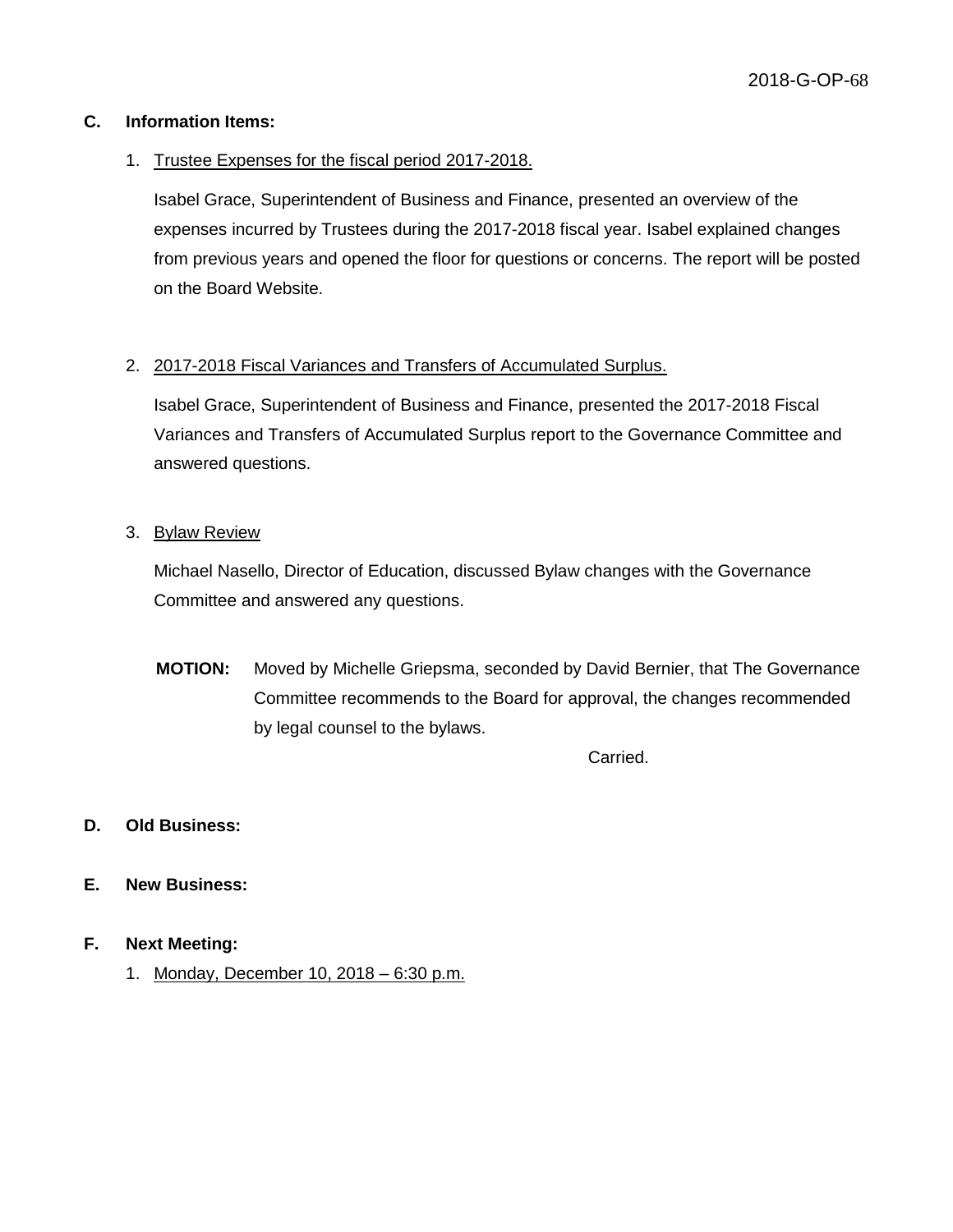2018-G-OP-68

**C. Information Items:**

1. Trustee Expenses for the fiscal period 2017-2018.

   Isabel Grace, Superintendent of Business and Finance, presented an overview of the expenses incurred by Trustees during the 2017-2018 fiscal year. Isabel explained changes from previous years and opened the floor for questions or concerns. The report will be posted on the Board Website.

2. 2017-2018 Fiscal Variances and Transfers of Accumulated Surplus.

   Isabel Grace, Superintendent of Business and Finance, presented the 2017-2018 Fiscal Variances and Transfers of Accumulated Surplus report to the Governance Committee and answered questions.

3. Bylaw Review

   Michael Nasello, Director of Education, discussed Bylaw changes with the Governance Committee and answered any questions.

   **MOTION:** Moved by Michelle Griepsma, seconded by David Bernier, that The Governance Committee recommends to the Board for approval, the changes recommended by legal counsel to the bylaws.

   Carried.

**D. Old Business:**

**E. New Business:**

**F. Next Meeting:**

1. Monday, December 10, 2018 – 6:30 p.m.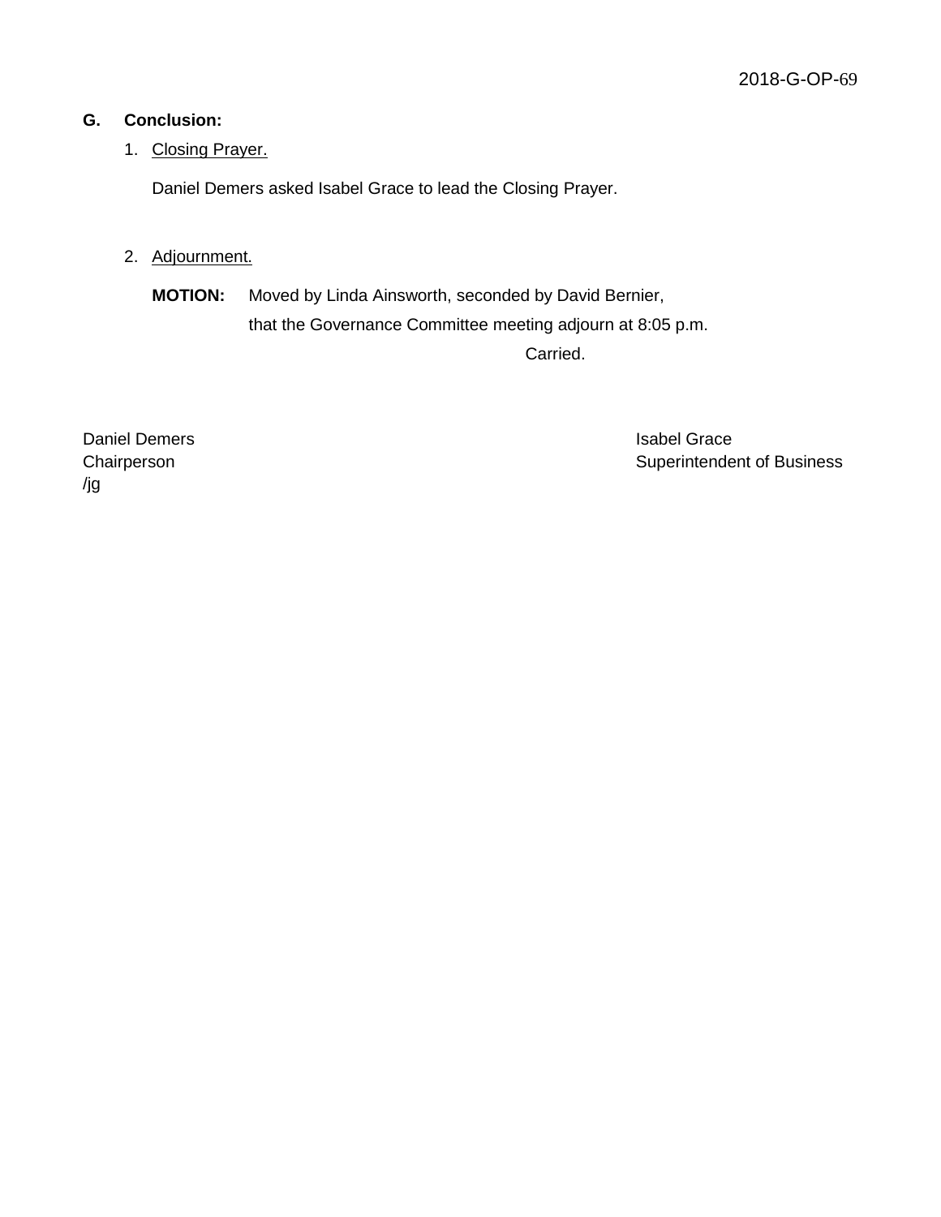### G. Conclusion:

1. Closing Prayer.

   Daniel Demers asked Isabel Grace to lead the Closing Prayer.

2. Adjournment.

   **MOTION:** Moved by Linda Ainsworth, seconded by David Bernier, that the Governance Committee meeting adjourn at 8:05 p.m.

   Carried.

Daniel Demers
Chairperson

Isabel Grace
Superintendent of Business

/jg